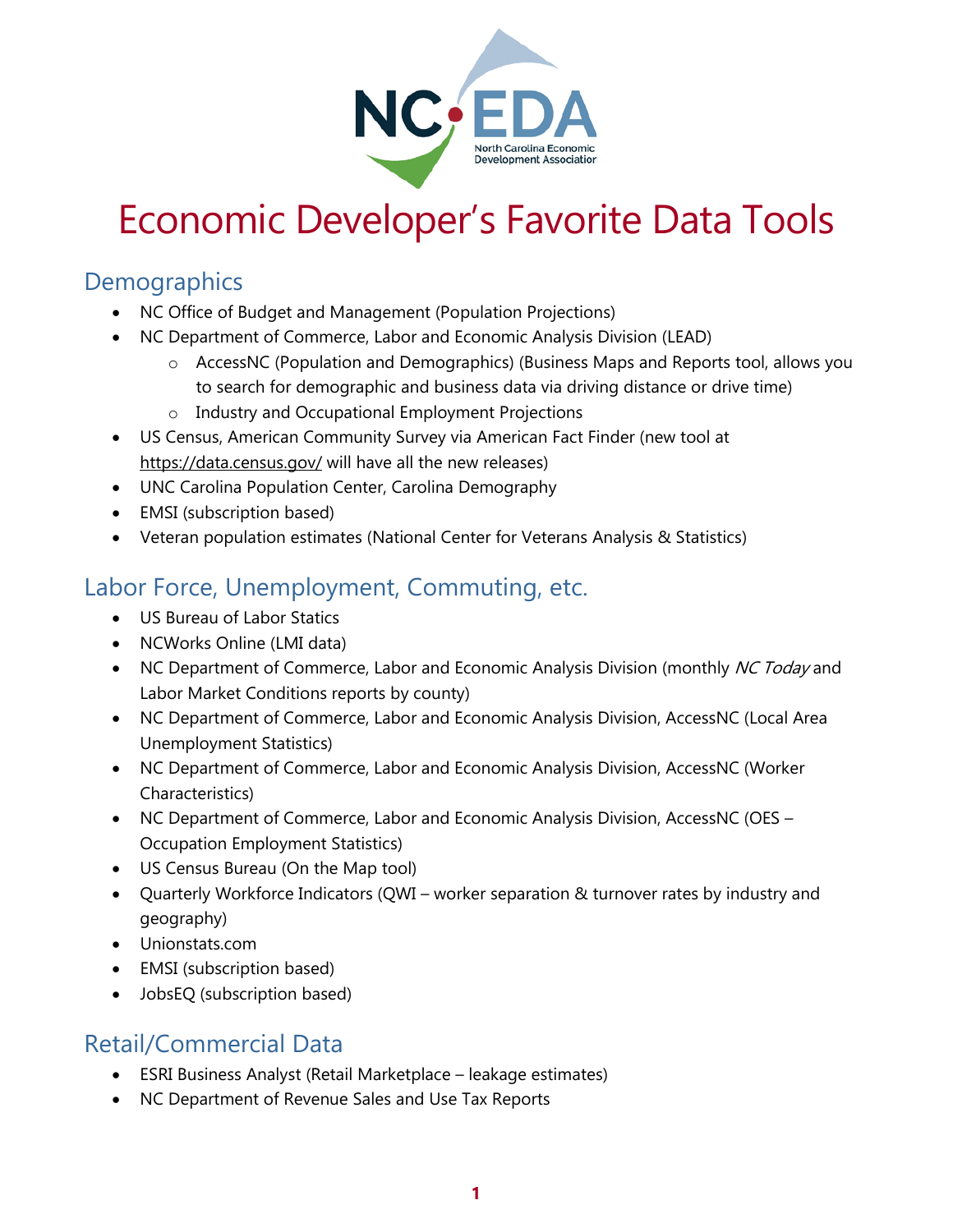# Economic Developer's Favorite Data Tools

## Demographics

- NC Office of Budget and Management (Population Projections)
- NC Department of Commerce, Labor and Economic Analysis Division (LEAD)
    - AccessNC (Population and Demographics) (Business Maps and Reports tool, allows you to search for demographic and business data via driving distance or drive time)
    - Industry and Occupational Employment Projections
- US Census, American Community Survey via American Fact Finder (new tool at https://data.census.gov/ will have all the new releases)
- UNC Carolina Population Center, Carolina Demography
- EMSI (subscription based)
- Veteran population estimates (National Center for Veterans Analysis & Statistics)

## Labor Force, Unemployment, Commuting, etc.

- US Bureau of Labor Statics
- NCWorks Online (LMI data)
- NC Department of Commerce, Labor and Economic Analysis Division (monthly *NC Today* and Labor Market Conditions reports by county)
- NC Department of Commerce, Labor and Economic Analysis Division, AccessNC (Local Area Unemployment Statistics)
- NC Department of Commerce, Labor and Economic Analysis Division, AccessNC (Worker Characteristics)
- NC Department of Commerce, Labor and Economic Analysis Division, AccessNC (OES – Occupation Employment Statistics)
- US Census Bureau (On the Map tool)
- Quarterly Workforce Indicators (QWI – worker separation & turnover rates by industry and geography)
- Unionstats.com
- EMSI (subscription based)
- JobsEQ (subscription based)

## Retail/Commercial Data

- ESRI Business Analyst (Retail Marketplace – leakage estimates)
- NC Department of Revenue Sales and Use Tax Reports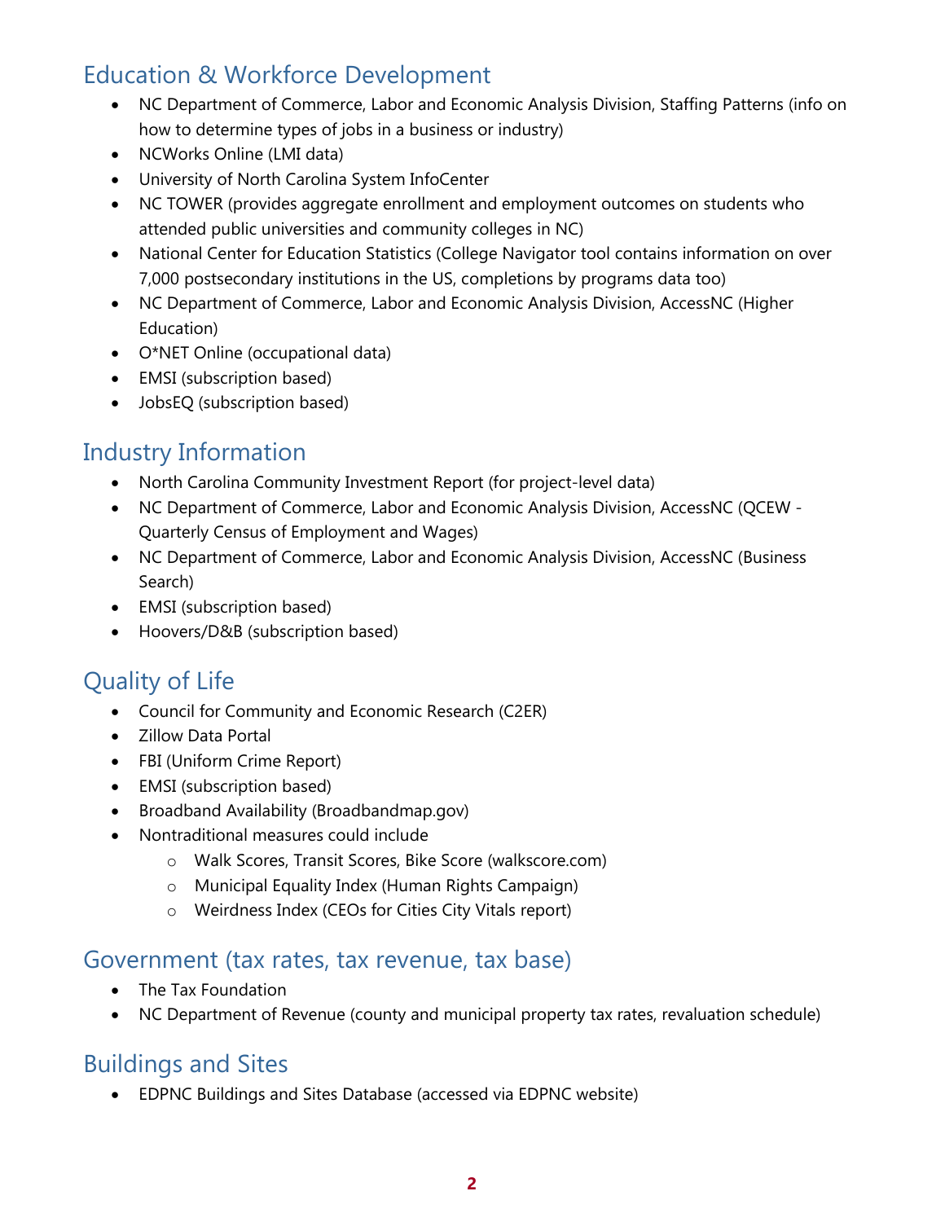## Education & Workforce Development

- NC Department of Commerce, Labor and Economic Analysis Division, Staffing Patterns (info on how to determine types of jobs in a business or industry)
- NCWorks Online (LMI data)
- University of North Carolina System InfoCenter
- NC TOWER (provides aggregate enrollment and employment outcomes on students who attended public universities and community colleges in NC)
- National Center for Education Statistics (College Navigator tool contains information on over 7,000 postsecondary institutions in the US, completions by programs data too)
- NC Department of Commerce, Labor and Economic Analysis Division, AccessNC (Higher Education)
- O*NET Online (occupational data)
- EMSI (subscription based)
- JobsEQ (subscription based)

## Industry Information

- North Carolina Community Investment Report (for project-level data)
- NC Department of Commerce, Labor and Economic Analysis Division, AccessNC (QCEW - Quarterly Census of Employment and Wages)
- NC Department of Commerce, Labor and Economic Analysis Division, AccessNC (Business Search)
- EMSI (subscription based)
- Hoovers/D&B (subscription based)

## Quality of Life

- Council for Community and Economic Research (C2ER)
- Zillow Data Portal
- FBI (Uniform Crime Report)
- EMSI (subscription based)
- Broadband Availability (Broadbandmap.gov)
- Nontraditional measures could include
  - Walk Scores, Transit Scores, Bike Score (walkscore.com)
  - Municipal Equality Index (Human Rights Campaign)
  - Weirdness Index (CEOs for Cities City Vitals report)

## Government (tax rates, tax revenue, tax base)

- The Tax Foundation
- NC Department of Revenue (county and municipal property tax rates, revaluation schedule)

## Buildings and Sites

- EDPNC Buildings and Sites Database (accessed via EDPNC website)